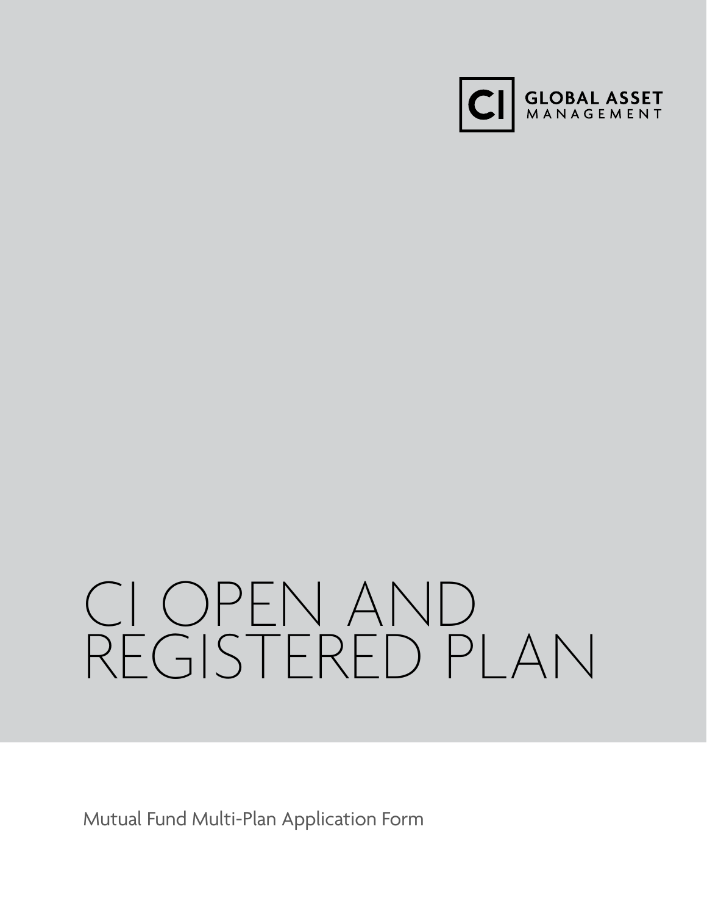CI GLOBAL ASSET MANAGEMENT

# CI OPEN AND REGISTERED PLAN

Mutual Fund Multi-Plan Application Form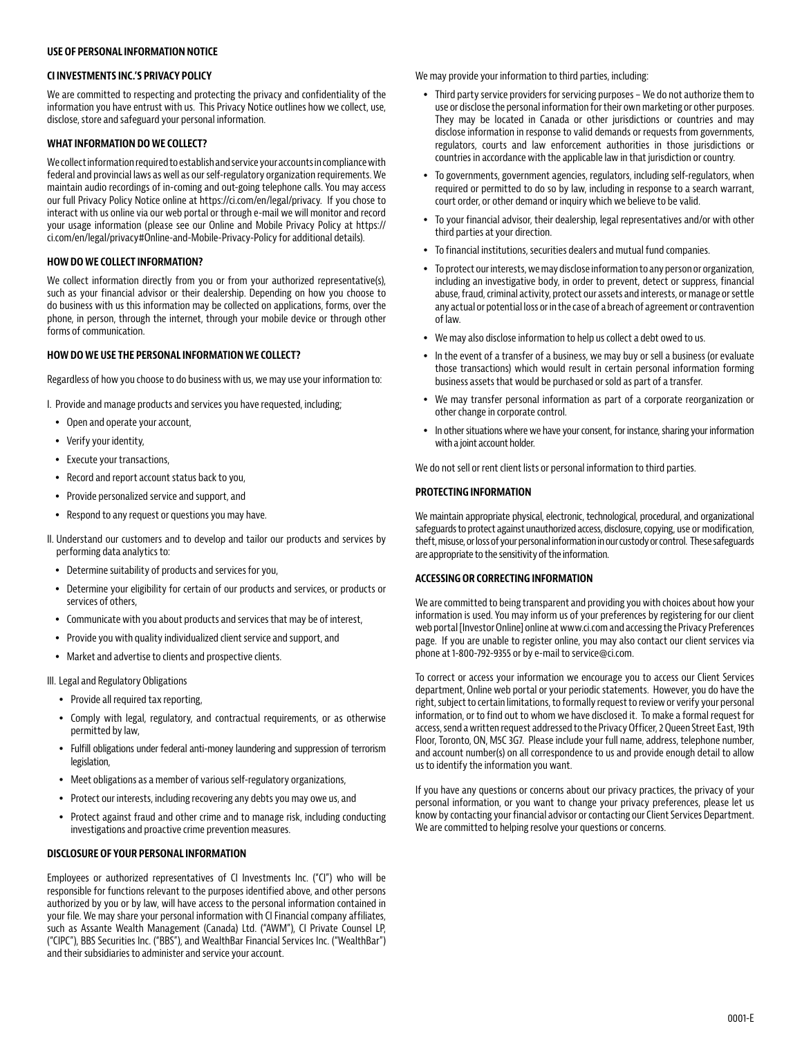# USE OF PERSONAL INFORMATION NOTICE

## CI INVESTMENTS INC.'S PRIVACY POLICY

We are committed to respecting and protecting the privacy and confidentiality of the information you have entrust with us. This Privacy Notice outlines how we collect, use, disclose, store and safeguard your personal information.

## WHAT INFORMATION DO WE COLLECT?

We collect information required to establish and service your accounts in compliance with federal and provincial laws as well as our self-regulatory organization requirements. We maintain audio recordings of in-coming and out-going telephone calls. You may access our full Privacy Policy Notice online at https://ci.com/en/legal/privacy. If you chose to interact with us online via our web portal or through e-mail we will monitor and record your usage information (please see our Online and Mobile Privacy Policy at https://ci.com/en/legal/privacy#Online-and-Mobile-Privacy-Policy for additional details).

## HOW DO WE COLLECT INFORMATION?

We collect information directly from you or from your authorized representative(s), such as your financial advisor or their dealership. Depending on how you choose to do business with us this information may be collected on applications, forms, over the phone, in person, through the internet, through your mobile device or through other forms of communication.

## HOW DO WE USE THE PERSONAL INFORMATION WE COLLECT?

Regardless of how you choose to do business with us, we may use your information to:

I. Provide and manage products and services you have requested, including;

- Open and operate your account,
- Verify your identity,
- Execute your transactions,
- Record and report account status back to you,
- Provide personalized service and support, and
- Respond to any request or questions you may have.

II. Understand our customers and to develop and tailor our products and services by performing data analytics to:

- Determine suitability of products and services for you,
- Determine your eligibility for certain of our products and services, or products or services of others,
- Communicate with you about products and services that may be of interest,
- Provide you with quality individualized client service and support, and
- Market and advertise to clients and prospective clients.

III. Legal and Regulatory Obligations

- Provide all required tax reporting,
- Comply with legal, regulatory, and contractual requirements, or as otherwise permitted by law,
- Fulfill obligations under federal anti-money laundering and suppression of terrorism legislation,
- Meet obligations as a member of various self-regulatory organizations,
- Protect our interests, including recovering any debts you may owe us, and
- Protect against fraud and other crime and to manage risk, including conducting investigations and proactive crime prevention measures.

## DISCLOSURE OF YOUR PERSONAL INFORMATION

Employees or authorized representatives of CI Investments Inc. ("CI") who will be responsible for functions relevant to the purposes identified above, and other persons authorized by you or by law, will have access to the personal information contained in your file. We may share your personal information with CI Financial company affiliates, such as Assante Wealth Management (Canada) Ltd. ("AWM"), CI Private Counsel LP, ("CIPC"), BBS Securities Inc. ("BBS"), and WealthBar Financial Services Inc. ("WealthBar") and their subsidiaries to administer and service your account.

We may provide your information to third parties, including:

- Third party service providers for servicing purposes – We do not authorize them to use or disclose the personal information for their own marketing or other purposes. They may be located in Canada or other jurisdictions or countries and may disclose information in response to valid demands or requests from governments, regulators, courts and law enforcement authorities in those jurisdictions or countries in accordance with the applicable law in that jurisdiction or country.
- To governments, government agencies, regulators, including self-regulators, when required or permitted to do so by law, including in response to a search warrant, court order, or other demand or inquiry which we believe to be valid.
- To your financial advisor, their dealership, legal representatives and/or with other third parties at your direction.
- To financial institutions, securities dealers and mutual fund companies.
- To protect our interests, we may disclose information to any person or organization, including an investigative body, in order to prevent, detect or suppress, financial abuse, fraud, criminal activity, protect our assets and interests, or manage or settle any actual or potential loss or in the case of a breach of agreement or contravention of law.
- We may also disclose information to help us collect a debt owed to us.
- In the event of a transfer of a business, we may buy or sell a business (or evaluate those transactions) which would result in certain personal information forming business assets that would be purchased or sold as part of a transfer.
- We may transfer personal information as part of a corporate reorganization or other change in corporate control.
- In other situations where we have your consent, for instance, sharing your information with a joint account holder.

We do not sell or rent client lists or personal information to third parties.

## PROTECTING INFORMATION

We maintain appropriate physical, electronic, technological, procedural, and organizational safeguards to protect against unauthorized access, disclosure, copying, use or modification, theft, misuse, or loss of your personal information in our custody or control. These safeguards are appropriate to the sensitivity of the information.

## ACCESSING OR CORRECTING INFORMATION

We are committed to being transparent and providing you with choices about how your information is used. You may inform us of your preferences by registering for our client web portal [Investor Online] online at www.ci.com and accessing the Privacy Preferences page. If you are unable to register online, you may also contact our client services via phone at 1-800-792-9355 or by e-mail to service@ci.com.

To correct or access your information we encourage you to access our Client Services department, Online web portal or your periodic statements. However, you do have the right, subject to certain limitations, to formally request to review or verify your personal information, or to find out to whom we have disclosed it. To make a formal request for access, send a written request addressed to the Privacy Officer, 2 Queen Street East, 19th Floor, Toronto, ON, M5C 3G7. Please include your full name, address, telephone number, and account number(s) on all correspondence to us and provide enough detail to allow us to identify the information you want.

If you have any questions or concerns about our privacy practices, the privacy of your personal information, or you want to change your privacy preferences, please let us know by contacting your financial advisor or contacting our Client Services Department. We are committed to helping resolve your questions or concerns.

0001-E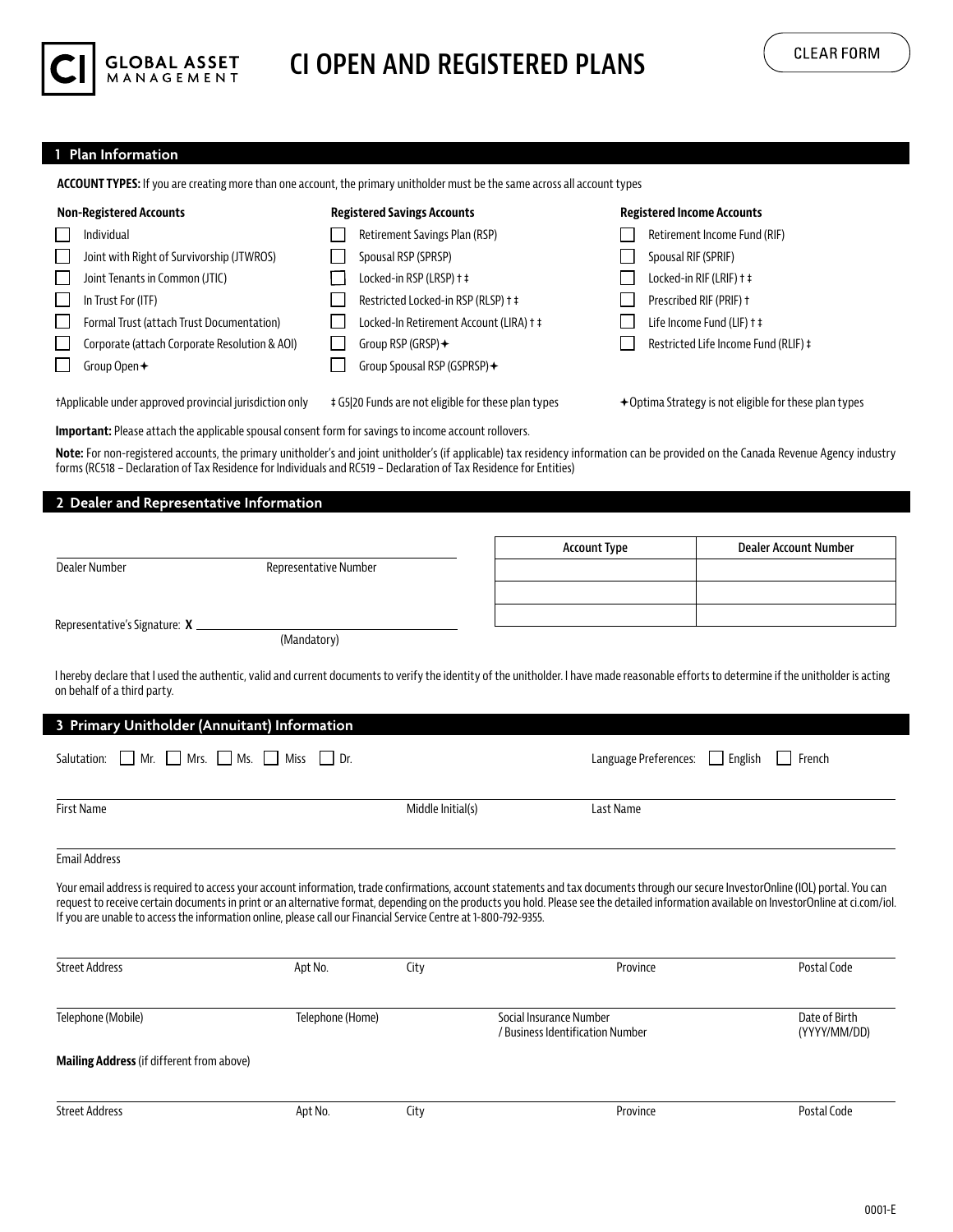# CI OPEN AND REGISTERED PLANS

CLEAR FORM

## 1 Plan Information

**ACCOUNT TYPES:** If you are creating more than one account, the primary unitholder must be the same across all account types

**Non-Registered Accounts**

- ☐ Individual
- ☐ Joint with Right of Survivorship (JTWROS)
- ☐ Joint Tenants in Common (JTIC)
- ☐ In Trust For (ITF)
- ☐ Formal Trust (attach Trust Documentation)
- ☐ Corporate (attach Corporate Resolution & AOI)
- ☐ Group Open✦

**Registered Savings Accounts**

- ☐ Retirement Savings Plan (RSP)
- ☐ Spousal RSP (SPRSP)
- ☐ Locked-in RSP (LRSP) † ‡
- ☐ Restricted Locked-in RSP (RLSP) † ‡
- ☐ Locked-In Retirement Account (LIRA) † ‡
- ☐ Group RSP (GRSP)✦
- ☐ Group Spousal RSP (GSPRSP)✦

**Registered Income Accounts**

- ☐ Retirement Income Fund (RIF)
- ☐ Spousal RIF (SPRIF)
- ☐ Locked-in RIF (LRIF) † ‡
- ☐ Prescribed RIF (PRIF) †
- ☐ Life Income Fund (LIF) † ‡
- ☐ Restricted Life Income Fund (RLIF) ‡

†Applicable under approved provincial jurisdiction only

‡ G5|20 Funds are not eligible for these plan types

✦Optima Strategy is not eligible for these plan types

**Important:** Please attach the applicable spousal consent form for savings to income account rollovers.

**Note:** For non-registered accounts, the primary unitholder's and joint unitholder's (if applicable) tax residency information can be provided on the Canada Revenue Agency industry forms (RC518 – Declaration of Tax Residence for Individuals and RC519 – Declaration of Tax Residence for Entities)

## 2 Dealer and Representative Information

Dealer Number ____________ Representative Number ____________

Representative's Signature: **X** ____________ (Mandatory)

| Account Type | Dealer Account Number |
|---|---|
| | |
| | |
| | |

I hereby declare that I used the authentic, valid and current documents to verify the identity of the unitholder. I have made reasonable efforts to determine if the unitholder is acting on behalf of a third party.

## 3 Primary Unitholder (Annuitant) Information

Salutation: ☐ Mr. ☐ Mrs. ☐ Ms. ☐ Miss ☐ Dr.

Language Preferences: ☐ English ☐ French

First Name ____________ Middle Initial(s) ____________ Last Name ____________

Email Address ____________

Your email address is required to access your account information, trade confirmations, account statements and tax documents through our secure InvestorOnline (IOL) portal. You can request to receive certain documents in print or an alternative format, depending on the products you hold. Please see the detailed information available on InvestorOnline at ci.com/iol. If you are unable to access the information online, please call our Financial Service Centre at 1-800-792-9355.

Street Address ____________ Apt No. ____________ City ____________ Province ____________ Postal Code ____________

Telephone (Mobile) ____________ Telephone (Home) ____________ Social Insurance Number / Business Identification Number ____________ Date of Birth (YYYY/MM/DD) ____________

**Mailing Address** (if different from above)

Street Address ____________ Apt No. ____________ City ____________ Province ____________ Postal Code ____________

0001-E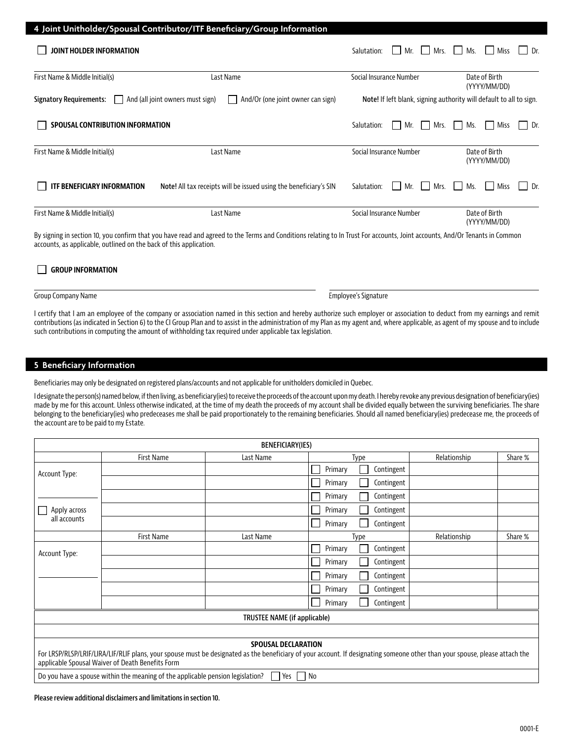## 4 Joint Unitholder/Spousal Contributor/ITF Beneficiary/Group Information

☐ **JOINT HOLDER INFORMATION** — Salutation: ☐ Mr. ☐ Mrs. ☐ Ms. ☐ Miss ☐ Dr.

| First Name & Middle Initial(s) | Last Name | Social Insurance Number | Date of Birth (YYYY/MM/DD) |
|---|---|---|---|
| | | | |

**Signatory Requirements:** ☐ And (all joint owners must sign) ☐ And/Or (one joint owner can sign) — **Note!** If left blank, signing authority will default to all to sign.

☐ **SPOUSAL CONTRIBUTION INFORMATION** — Salutation: ☐ Mr. ☐ Mrs. ☐ Ms. ☐ Miss ☐ Dr.

| First Name & Middle Initial(s) | Last Name | Social Insurance Number | Date of Birth (YYYY/MM/DD) |
|---|---|---|---|
| | | | |

☐ **ITF BENEFICIARY INFORMATION** — **Note!** All tax receipts will be issued using the beneficiary's SIN — Salutation: ☐ Mr. ☐ Mrs. ☐ Ms. ☐ Miss ☐ Dr.

| First Name & Middle Initial(s) | Last Name | Social Insurance Number | Date of Birth (YYYY/MM/DD) |
|---|---|---|---|
| | | | |

By signing in section 10, you confirm that you have read and agreed to the Terms and Conditions relating to In Trust For accounts, Joint accounts, And/Or Tenants in Common accounts, as applicable, outlined on the back of this application.

☐ **GROUP INFORMATION**

| Group Company Name | Employee's Signature |
|---|---|
| | |

I certify that I am an employee of the company or association named in this section and hereby authorize such employer or association to deduct from my earnings and remit contributions (as indicated in Section 6) to the CI Group Plan and to assist in the administration of my Plan as my agent and, where applicable, as agent of my spouse and to include such contributions in computing the amount of withholding tax required under applicable tax legislation.

## 5 Beneficiary Information

Beneficiaries may only be designated on registered plans/accounts and not applicable for unitholders domiciled in Quebec.

I designate the person(s) named below, if then living, as beneficiary(ies) to receive the proceeds of the account upon my death. I hereby revoke any previous designation of beneficiary(ies) made by me for this account. Unless otherwise indicated, at the time of my death the proceeds of my account shall be divided equally between the surviving beneficiaries. The share belonging to the beneficiary(ies) who predeceases me shall be paid proportionately to the remaining beneficiaries. Should all named beneficiary(ies) predecease me, the proceeds of the account are to be paid to my Estate.

| BENEFICIARY(IES) | | | | | |
|---|---|---|---|---|---|
| | First Name | Last Name | Type | Relationship | Share % |
| Account Type: | | | ☐ Primary ☐ Contingent | | |
| | | | ☐ Primary ☐ Contingent | | |
| ______ | | | ☐ Primary ☐ Contingent | | |
| ☐ Apply across all accounts | | | ☐ Primary ☐ Contingent | | |
| | | | ☐ Primary ☐ Contingent | | |
| | First Name | Last Name | Type | Relationship | Share % |
| Account Type: | | | ☐ Primary ☐ Contingent | | |
| | | | ☐ Primary ☐ Contingent | | |
| ______ | | | ☐ Primary ☐ Contingent | | |
| | | | ☐ Primary ☐ Contingent | | |
| | | | ☐ Primary ☐ Contingent | | |
| TRUSTEE NAME (if applicable) | | | | | |
| | | | | | |

**SPOUSAL DECLARATION**

For LRSP/RLSP/LRIF/LIRA/LIF/RLIF plans, your spouse must be designated as the beneficiary of your account. If designating someone other than your spouse, please attach the applicable Spousal Waiver of Death Benefits Form

Do you have a spouse within the meaning of the applicable pension legislation? ☐ Yes ☐ No

**Please review additional disclaimers and limitations in section 10.**

0001-E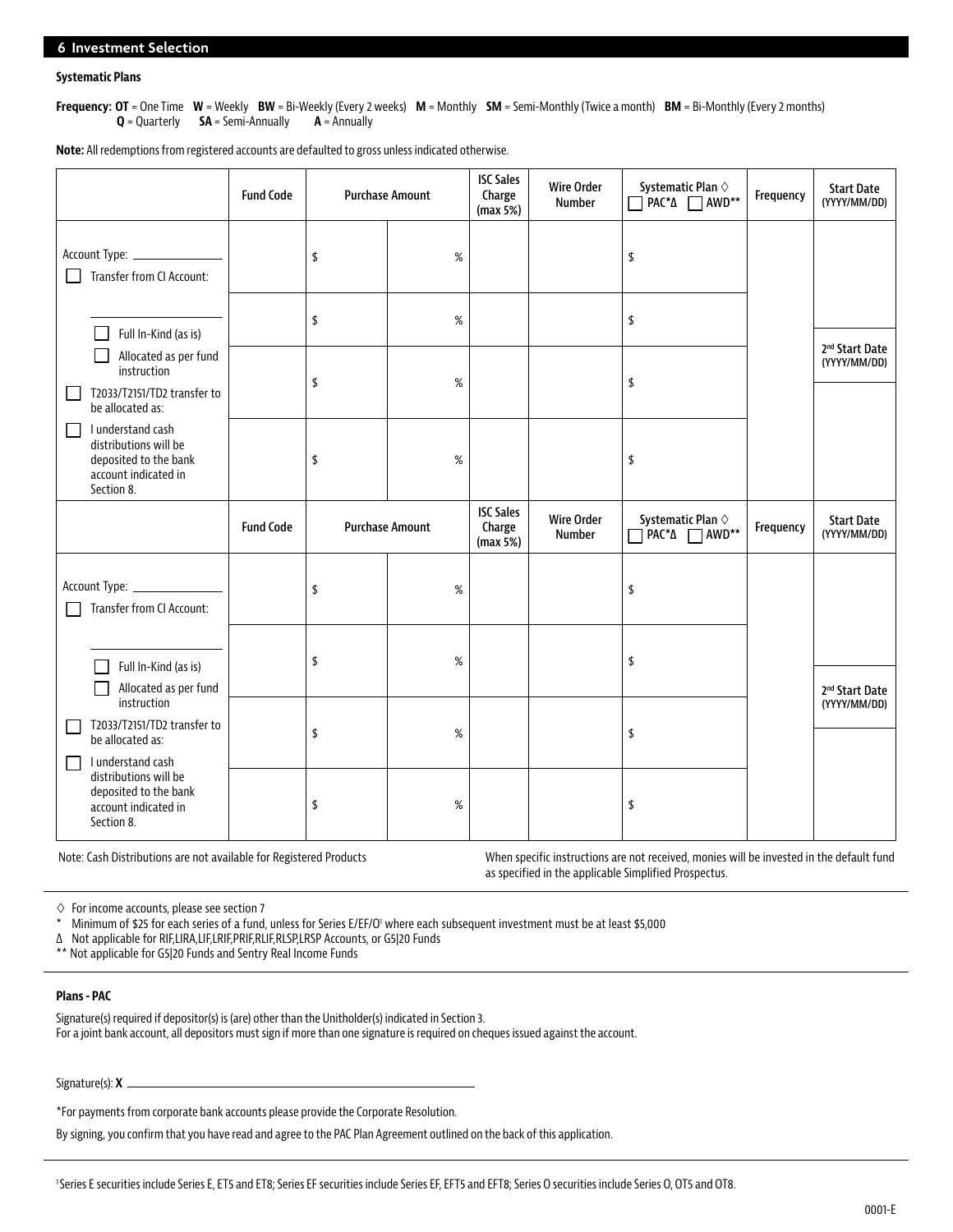## 6 Investment Selection

**Systematic Plans**

**Frequency: OT** = One Time **W** = Weekly **BW** = Bi-Weekly (Every 2 weeks) **M** = Monthly **SM** = Semi-Monthly (Twice a month) **BM** = Bi-Monthly (Every 2 months) **Q** = Quarterly **SA** = Semi-Annually **A** = Annually

**Note:** All redemptions from registered accounts are defaulted to gross unless indicated otherwise.

| | Fund Code | Purchase Amount | | ISC Sales Charge (max 5%) | Wire Order Number | Systematic Plan ◊ ☐ PAC*Δ ☐ AWD** | Frequency | Start Date (YYYY/MM/DD) |
|---|---|---|---|---|---|---|---|---|
| Account Type: ______ ☐ Transfer from CI Account: | | $ | % | | | $ | | |
| ______ ☐ Full In-Kind (as is) | | $ | % | | | $ | | 2nd Start Date (YYYY/MM/DD) |
| ☐ Allocated as per fund instruction ☐ T2033/T2151/TD2 transfer to be allocated as: | | $ | % | | | $ | | |
| ☐ I understand cash distributions will be deposited to the bank account indicated in Section 8. | | $ | % | | | $ | | |

| | Fund Code | Purchase Amount | | ISC Sales Charge (max 5%) | Wire Order Number | Systematic Plan ◊ ☐ PAC*Δ ☐ AWD** | Frequency | Start Date (YYYY/MM/DD) |
|---|---|---|---|---|---|---|---|---|
| Account Type: ______ ☐ Transfer from CI Account: | | $ | % | | | $ | | |
| ______ ☐ Full In-Kind (as is) | | $ | % | | | $ | | 2nd Start Date (YYYY/MM/DD) |
| ☐ Allocated as per fund instruction ☐ T2033/T2151/TD2 transfer to be allocated as: | | $ | % | | | $ | | |
| ☐ I understand cash distributions will be deposited to the bank account indicated in Section 8. | | $ | % | | | $ | | |

Note: Cash Distributions are not available for Registered Products

When specific instructions are not received, monies will be invested in the default fund as specified in the applicable Simplified Prospectus.

◊ For income accounts, please see section 7

\* Minimum of $25 for each series of a fund, unless for Series E/EF/O[1] where each subsequent investment must be at least $5,000

Δ Not applicable for RIF,LIRA,LIF,LRIF,PRIF,RLIF,RLSP,LRSP Accounts, or G5|20 Funds

\** Not applicable for G5|20 Funds and Sentry Real Income Funds

**Plans - PAC**

Signature(s) required if depositor(s) is (are) other than the Unitholder(s) indicated in Section 3.
For a joint bank account, all depositors must sign if more than one signature is required on cheques issued against the account.

Signature(s): **X** ______________________________

*For payments from corporate bank accounts please provide the Corporate Resolution.

By signing, you confirm that you have read and agree to the PAC Plan Agreement outlined on the back of this application.

[1] Series E securities include Series E, ET5 and ET8; Series EF securities include Series EF, EFT5 and EFT8; Series O securities include Series O, OT5 and OT8.

0001-E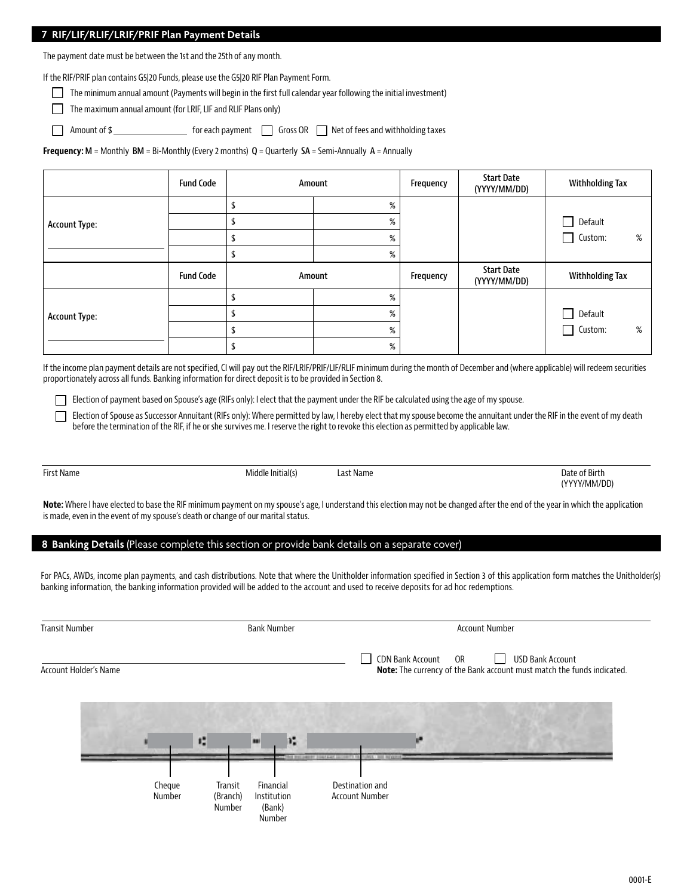## 7 RIF/LIF/RLIF/LRIF/PRIF Plan Payment Details

The payment date must be between the 1st and the 25th of any month.

If the RIF/PRIF plan contains G5|20 Funds, please use the G5|20 RIF Plan Payment Form.

☐ The minimum annual amount (Payments will begin in the first full calendar year following the initial investment)

☐ The maximum annual amount (for LRIF, LIF and RLIF Plans only)

☐ Amount of $ ________________ for each payment ☐ Gross OR ☐ Net of fees and withholding taxes

**Frequency:** M = Monthly BM = Bi-Monthly (Every 2 months) Q = Quarterly SA = Semi-Annually A = Annually

| | Fund Code | Amount | | Frequency | Start Date (YYYY/MM/DD) | Withholding Tax |
|---|---|---|---|---|---|---|
| Account Type: ________ | | $ | % | | | ☐ Default ☐ Custom: % |
| | | $ | % | | | |
| | | $ | % | | | |
| | | $ | % | | | |
| | **Fund Code** | **Amount** | | **Frequency** | **Start Date (YYYY/MM/DD)** | **Withholding Tax** |
| Account Type: ________ | | $ | % | | | ☐ Default ☐ Custom: % |
| | | $ | % | | | |
| | | $ | % | | | |
| | | $ | % | | | |

If the income plan payment details are not specified, CI will pay out the RIF/LRIF/PRIF/LIF/RLIF minimum during the month of December and (where applicable) will redeem securities proportionately across all funds. Banking information for direct deposit is to be provided in Section 8.

☐ Election of payment based on Spouse's age (RIFs only): I elect that the payment under the RIF be calculated using the age of my spouse.

☐ Election of Spouse as Successor Annuitant (RIFs only): Where permitted by law, I hereby elect that my spouse become the annuitant under the RIF in the event of my death before the termination of the RIF, if he or she survives me. I reserve the right to revoke this election as permitted by applicable law.

First Name ________ Middle Initial(s) ________ Last Name ________ Date of Birth (YYYY/MM/DD) ________

**Note:** Where I have elected to base the RIF minimum payment on my spouse's age, I understand this election may not be changed after the end of the year in which the application is made, even in the event of my spouse's death or change of our marital status.

## 8 Banking Details (Please complete this section or provide bank details on a separate cover)

For PACs, AWDs, income plan payments, and cash distributions. Note that where the Unitholder information specified in Section 3 of this application form matches the Unitholder(s) banking information, the banking information provided will be added to the account and used to receive deposits for ad hoc redemptions.

Transit Number ________ Bank Number ________ Account Number ________

Account Holder's Name ________

☐ CDN Bank Account OR ☐ USD Bank Account

**Note:** The currency of the Bank account must match the funds indicated.

Cheque Number | Transit (Branch) Number | Financial Institution (Bank) Number | Destination and Account Number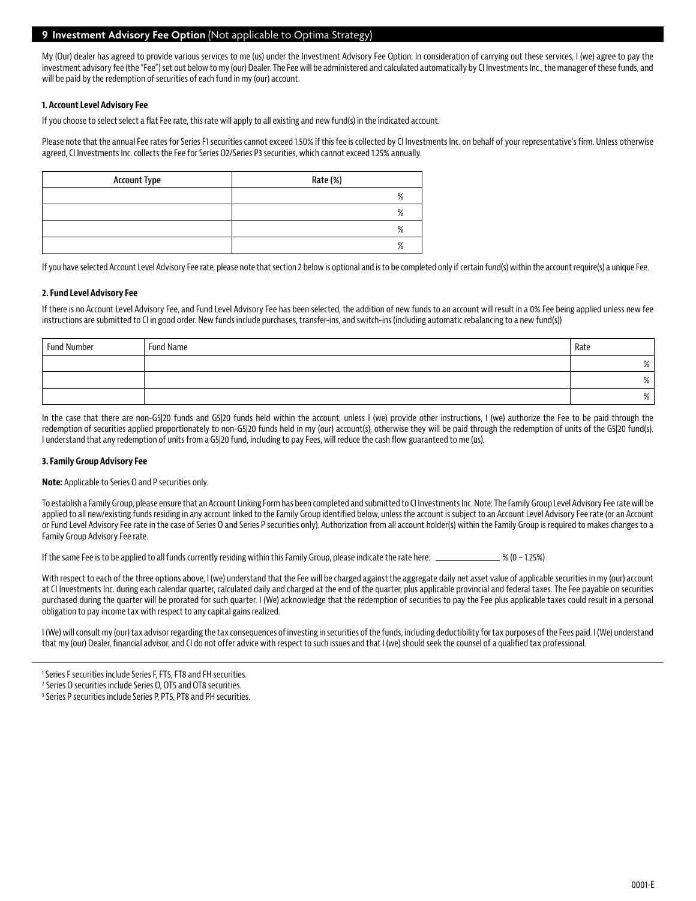## 9 Investment Advisory Fee Option (Not applicable to Optima Strategy)

My (Our) dealer has agreed to provide various services to me (us) under the Investment Advisory Fee Option. In consideration of carrying out these services, I (we) agree to pay the investment advisory fee (the "Fee") set out below to my (our) Dealer. The Fee will be administered and calculated automatically by CI Investments Inc., the manager of these funds, and will be paid by the redemption of securities of each fund in my (our) account.

**1. Account Level Advisory Fee**

If you choose to select select a flat Fee rate, this rate will apply to all existing and new fund(s) in the indicated account.

Please note that the annual Fee rates for Series F1 securities cannot exceed 1.50% if this fee is collected by CI Investments Inc. on behalf of your representative's firm. Unless otherwise agreed, CI Investments Inc. collects the Fee for Series O2/Series P3 securities, which cannot exceed 1.25% annually.

| Account Type | Rate (%) |
|---|---|
| | % |
| | % |
| | % |
| | % |

If you have selected Account Level Advisory Fee rate, please note that section 2 below is optional and is to be completed only if certain fund(s) within the account require(s) a unique Fee.

**2. Fund Level Advisory Fee**

If there is no Account Level Advisory Fee, and Fund Level Advisory Fee has been selected, the addition of new funds to an account will result in a 0% Fee being applied unless new fee instructions are submitted to CI in good order. New funds include purchases, transfer-ins, and switch-ins (including automatic rebalancing to a new fund(s))

| Fund Number | Fund Name | Rate |
|---|---|---|
| | | % |
| | | % |
| | | % |

In the case that there are non-G5|20 funds and G5|20 funds held within the account, unless I (we) provide other instructions, I (we) authorize the Fee to be paid through the redemption of securities applied proportionately to non-G5|20 funds held in my (our) account(s), otherwise they will be paid through the redemption of units of the G5|20 fund(s). I understand that any redemption of units from a G5|20 fund, including to pay Fees, will reduce the cash flow guaranteed to me (us).

**3. Family Group Advisory Fee**

**Note:** Applicable to Series O and P securities only.

To establish a Family Group, please ensure that an Account Linking Form has been completed and submitted to CI Investments Inc. Note: The Family Group Level Advisory Fee rate will be applied to all new/existing funds residing in any account linked to the Family Group identified below, unless the account is subject to an Account Level Advisory Fee rate (or an Account or Fund Level Advisory Fee rate in the case of Series O and Series P securities only). Authorization from all account holder(s) within the Family Group is required to makes changes to a Family Group Advisory Fee rate.

If the same Fee is to be applied to all funds currently residing within this Family Group, please indicate the rate here: ______________ % (0 – 1.25%)

With respect to each of the three options above, I (we) understand that the Fee will be charged against the aggregate daily net asset value of applicable securities in my (our) account at CI Investments Inc. during each calendar quarter, calculated daily and charged at the end of the quarter, plus applicable provincial and federal taxes. The Fee payable on securities purchased during the quarter will be prorated for such quarter. I (We) acknowledge that the redemption of securities to pay the Fee plus applicable taxes could result in a personal obligation to pay income tax with respect to any capital gains realized.

I (We) will consult my (our) tax advisor regarding the tax consequences of investing in securities of the funds, including deductibility for tax purposes of the Fees paid. I (We) understand that my (our) Dealer, financial advisor, and CI do not offer advice with respect to such issues and that I (we) should seek the counsel of a qualified tax professional.

[1] Series F securities include Series F, FT5, FT8 and FH securities.
[2] Series O securities include Series O, OT5 and OT8 securities.
[3] Series P securities include Series P, PT5, PT8 and PH securities.

0001-E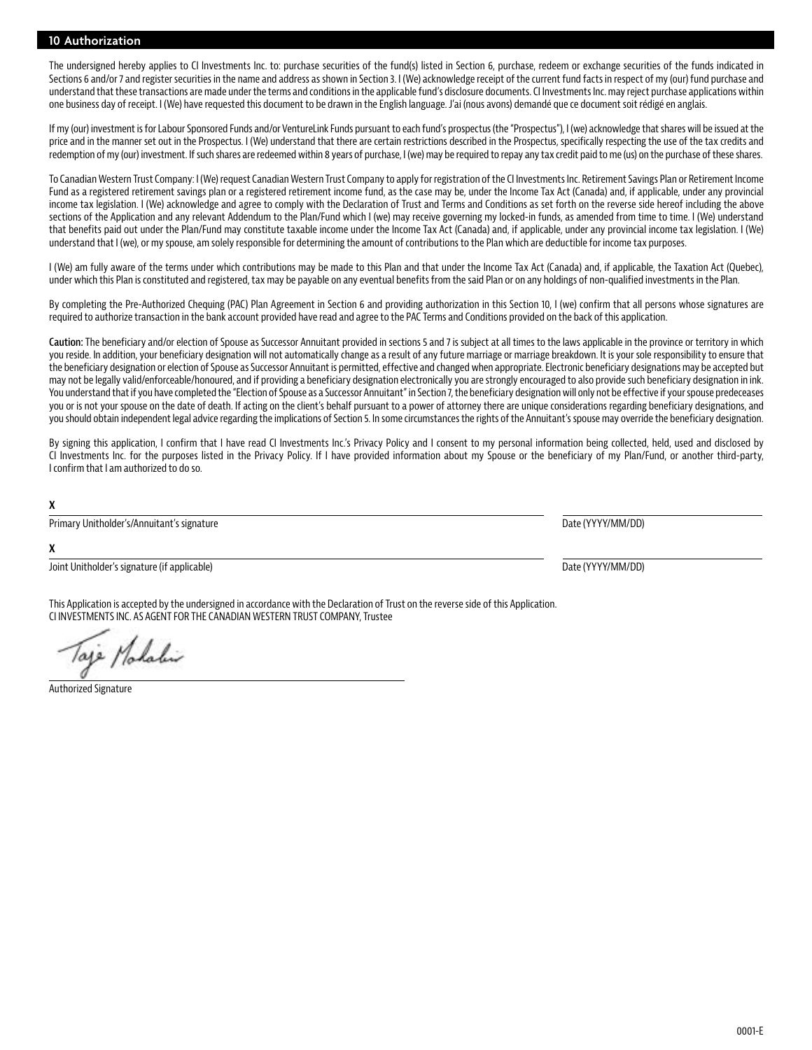## 10 Authorization

The undersigned hereby applies to CI Investments Inc. to: purchase securities of the fund(s) listed in Section 6, purchase, redeem or exchange securities of the funds indicated in Sections 6 and/or 7 and register securities in the name and address as shown in Section 3. I (We) acknowledge receipt of the current fund facts in respect of my (our) fund purchase and understand that these transactions are made under the terms and conditions in the applicable fund's disclosure documents. CI Investments Inc. may reject purchase applications within one business day of receipt. I (We) have requested this document to be drawn in the English language. J'ai (nous avons) demandé que ce document soit rédigé en anglais.

If my (our) investment is for Labour Sponsored Funds and/or VentureLink Funds pursuant to each fund's prospectus (the "Prospectus"), I (we) acknowledge that shares will be issued at the price and in the manner set out in the Prospectus. I (We) understand that there are certain restrictions described in the Prospectus, specifically respecting the use of the tax credits and redemption of my (our) investment. If such shares are redeemed within 8 years of purchase, I (we) may be required to repay any tax credit paid to me (us) on the purchase of these shares.

To Canadian Western Trust Company: I (We) request Canadian Western Trust Company to apply for registration of the CI Investments Inc. Retirement Savings Plan or Retirement Income Fund as a registered retirement savings plan or a registered retirement income fund, as the case may be, under the Income Tax Act (Canada) and, if applicable, under any provincial income tax legislation. I (We) acknowledge and agree to comply with the Declaration of Trust and Terms and Conditions as set forth on the reverse side hereof including the above sections of the Application and any relevant Addendum to the Plan/Fund which I (we) may receive governing my locked-in funds, as amended from time to time. I (We) understand that benefits paid out under the Plan/Fund may constitute taxable income under the Income Tax Act (Canada) and, if applicable, under any provincial income tax legislation. I (We) understand that I (we), or my spouse, am solely responsible for determining the amount of contributions to the Plan which are deductible for income tax purposes.

I (We) am fully aware of the terms under which contributions may be made to this Plan and that under the Income Tax Act (Canada) and, if applicable, the Taxation Act (Quebec), under which this Plan is constituted and registered, tax may be payable on any eventual benefits from the said Plan or on any holdings of non-qualified investments in the Plan.

By completing the Pre-Authorized Chequing (PAC) Plan Agreement in Section 6 and providing authorization in this Section 10, I (we) confirm that all persons whose signatures are required to authorize transaction in the bank account provided have read and agree to the PAC Terms and Conditions provided on the back of this application.

**Caution:** The beneficiary and/or election of Spouse as Successor Annuitant provided in sections 5 and 7 is subject at all times to the laws applicable in the province or territory in which you reside. In addition, your beneficiary designation will not automatically change as a result of any future marriage or marriage breakdown. It is your sole responsibility to ensure that the beneficiary designation or election of Spouse as Successor Annuitant is permitted, effective and changed when appropriate. Electronic beneficiary designations may be accepted but may not be legally valid/enforceable/honoured, and if providing a beneficiary designation electronically you are strongly encouraged to also provide such beneficiary designation in ink. You understand that if you have completed the "Election of Spouse as a Successor Annuitant" in Section 7, the beneficiary designation will only not be effective if your spouse predeceases you or is not your spouse on the date of death. If acting on the client's behalf pursuant to a power of attorney there are unique considerations regarding beneficiary designations, and you should obtain independent legal advice regarding the implications of Section 5. In some circumstances the rights of the Annuitant's spouse may override the beneficiary designation.

By signing this application, I confirm that I have read CI Investments Inc.'s Privacy Policy and I consent to my personal information being collected, held, used and disclosed by CI Investments Inc. for the purposes listed in the Privacy Policy. If I have provided information about my Spouse or the beneficiary of my Plan/Fund, or another third-party, I confirm that I am authorized to do so.

X ______________________________ Date (YYYY/MM/DD) ______________

Primary Unitholder's/Annuitant's signature

X ______________________________ Date (YYYY/MM/DD) ______________

Joint Unitholder's signature (if applicable)

This Application is accepted by the undersigned in accordance with the Declaration of Trust on the reverse side of this Application.
CI INVESTMENTS INC. AS AGENT FOR THE CANADIAN WESTERN TRUST COMPANY, Trustee

Taje Mohabir

Authorized Signature

0001-E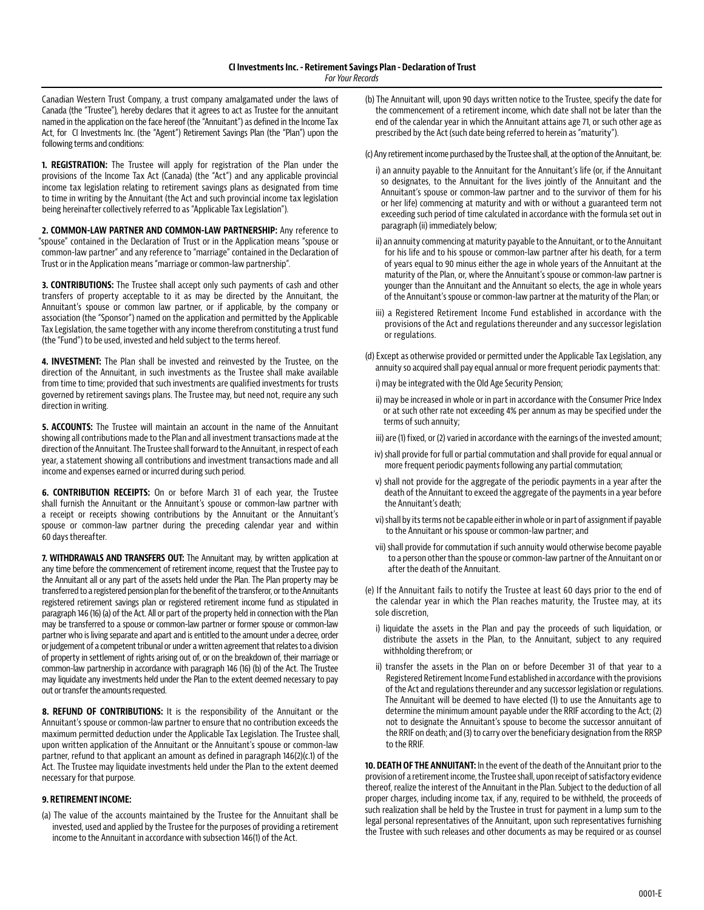**CI Investments Inc. - Retirement Savings Plan - Declaration of Trust**
*For Your Records*

Canadian Western Trust Company, a trust company amalgamated under the laws of Canada (the "Trustee"), hereby declares that it agrees to act as Trustee for the annuitant named in the application on the face hereof (the "Annuitant") as defined in the Income Tax Act, for CI Investments Inc. (the "Agent") Retirement Savings Plan (the "Plan") upon the following terms and conditions:

**1. REGISTRATION:** The Trustee will apply for registration of the Plan under the provisions of the Income Tax Act (Canada) (the "Act") and any applicable provincial income tax legislation relating to retirement savings plans as designated from time to time in writing by the Annuitant (the Act and such provincial income tax legislation being hereinafter collectively referred to as "Applicable Tax Legislation").

**2. COMMON-LAW PARTNER AND COMMON-LAW PARTNERSHIP:** Any reference to "spouse" contained in the Declaration of Trust or in the Application means "spouse or common-law partner" and any reference to "marriage" contained in the Declaration of Trust or in the Application means "marriage or common-law partnership".

**3. CONTRIBUTIONS:** The Trustee shall accept only such payments of cash and other transfers of property acceptable to it as may be directed by the Annuitant, the Annuitant's spouse or common law partner, or if applicable, by the company or association (the "Sponsor") named on the application and permitted by the Applicable Tax Legislation, the same together with any income therefrom constituting a trust fund (the "Fund") to be used, invested and held subject to the terms hereof.

**4. INVESTMENT:** The Plan shall be invested and reinvested by the Trustee, on the direction of the Annuitant, in such investments as the Trustee shall make available from time to time; provided that such investments are qualified investments for trusts governed by retirement savings plans. The Trustee may, but need not, require any such direction in writing.

**5. ACCOUNTS:** The Trustee will maintain an account in the name of the Annuitant showing all contributions made to the Plan and all investment transactions made at the direction of the Annuitant. The Trustee shall forward to the Annuitant, in respect of each year, a statement showing all contributions and investment transactions made and all income and expenses earned or incurred during such period.

**6. CONTRIBUTION RECEIPTS:** On or before March 31 of each year, the Trustee shall furnish the Annuitant or the Annuitant's spouse or common-law partner with a receipt or receipts showing contributions by the Annuitant or the Annuitant's spouse or common-law partner during the preceding calendar year and within 60 days thereafter.

**7. WITHDRAWALS AND TRANSFERS OUT:** The Annuitant may, by written application at any time before the commencement of retirement income, request that the Trustee pay to the Annuitant all or any part of the assets held under the Plan. The Plan property may be transferred to a registered pension plan for the benefit of the transferor, or to the Annuitants registered retirement savings plan or registered retirement income fund as stipulated in paragraph 146 (16) (a) of the Act. All or part of the property held in connection with the Plan may be transferred to a spouse or common-law partner or former spouse or common-law partner who is living separate and apart and is entitled to the amount under a decree, order or judgement of a competent tribunal or under a written agreement that relates to a division of property in settlement of rights arising out of, or on the breakdown of, their marriage or common-law partnership in accordance with paragraph 146 (16) (b) of the Act. The Trustee may liquidate any investments held under the Plan to the extent deemed necessary to pay out or transfer the amounts requested.

**8. REFUND OF CONTRIBUTIONS:** It is the responsibility of the Annuitant or the Annuitant's spouse or common-law partner to ensure that no contribution exceeds the maximum permitted deduction under the Applicable Tax Legislation. The Trustee shall, upon written application of the Annuitant or the Annuitant's spouse or common-law partner, refund to that applicant an amount as defined in paragraph 146(2)(c.1) of the Act. The Trustee may liquidate investments held under the Plan to the extent deemed necessary for that purpose.

**9. RETIREMENT INCOME:**

(a) The value of the accounts maintained by the Trustee for the Annuitant shall be invested, used and applied by the Trustee for the purposes of providing a retirement income to the Annuitant in accordance with subsection 146(1) of the Act.

(b) The Annuitant will, upon 90 days written notice to the Trustee, specify the date for the commencement of a retirement income, which date shall not be later than the end of the calendar year in which the Annuitant attains age 71, or such other age as prescribed by the Act (such date being referred to herein as "maturity").

(c) Any retirement income purchased by the Trustee shall, at the option of the Annuitant, be:

i) an annuity payable to the Annuitant for the Annuitant's life (or, if the Annuitant so designates, to the Annuitant for the lives jointly of the Annuitant and the Annuitant's spouse or common-law partner and to the survivor of them for his or her life) commencing at maturity and with or without a guaranteed term not exceeding such period of time calculated in accordance with the formula set out in paragraph (ii) immediately below;

ii) an annuity commencing at maturity payable to the Annuitant, or to the Annuitant for his life and to his spouse or common-law partner after his death, for a term of years equal to 90 minus either the age in whole years of the Annuitant at the maturity of the Plan, or, where the Annuitant's spouse or common-law partner is younger than the Annuitant and the Annuitant so elects, the age in whole years of the Annuitant's spouse or common-law partner at the maturity of the Plan; or

iii) a Registered Retirement Income Fund established in accordance with the provisions of the Act and regulations thereunder and any successor legislation or regulations.

(d) Except as otherwise provided or permitted under the Applicable Tax Legislation, any annuity so acquired shall pay equal annual or more frequent periodic payments that:

i) may be integrated with the Old Age Security Pension;

ii) may be increased in whole or in part in accordance with the Consumer Price Index or at such other rate not exceeding 4% per annum as may be specified under the terms of such annuity;

iii) are (1) fixed, or (2) varied in accordance with the earnings of the invested amount;

iv) shall provide for full or partial commutation and shall provide for equal annual or more frequent periodic payments following any partial commutation;

v) shall not provide for the aggregate of the periodic payments in a year after the death of the Annuitant to exceed the aggregate of the payments in a year before the Annuitant's death;

vi) shall by its terms not be capable either in whole or in part of assignment if payable to the Annuitant or his spouse or common-law partner; and

vii) shall provide for commutation if such annuity would otherwise become payable to a person other than the spouse or common-law partner of the Annuitant on or after the death of the Annuitant.

(e) If the Annuitant fails to notify the Trustee at least 60 days prior to the end of the calendar year in which the Plan reaches maturity, the Trustee may, at its sole discretion,

i) liquidate the assets in the Plan and pay the proceeds of such liquidation, or distribute the assets in the Plan, to the Annuitant, subject to any required withholding therefrom; or

ii) transfer the assets in the Plan on or before December 31 of that year to a Registered Retirement Income Fund established in accordance with the provisions of the Act and regulations thereunder and any successor legislation or regulations. The Annuitant will be deemed to have elected (1) to use the Annuitants age to determine the minimum amount payable under the RRIF according to the Act; (2) not to designate the Annuitant's spouse to become the successor annuitant of the RRIF on death; and (3) to carry over the beneficiary designation from the RRSP to the RRIF.

**10. DEATH OF THE ANNUITANT:** In the event of the death of the Annuitant prior to the provision of a retirement income, the Trustee shall, upon receipt of satisfactory evidence thereof, realize the interest of the Annuitant in the Plan. Subject to the deduction of all proper charges, including income tax, if any, required to be withheld, the proceeds of such realization shall be held by the Trustee in trust for payment in a lump sum to the legal personal representatives of the Annuitant, upon such representatives furnishing the Trustee with such releases and other documents as may be required or as counsel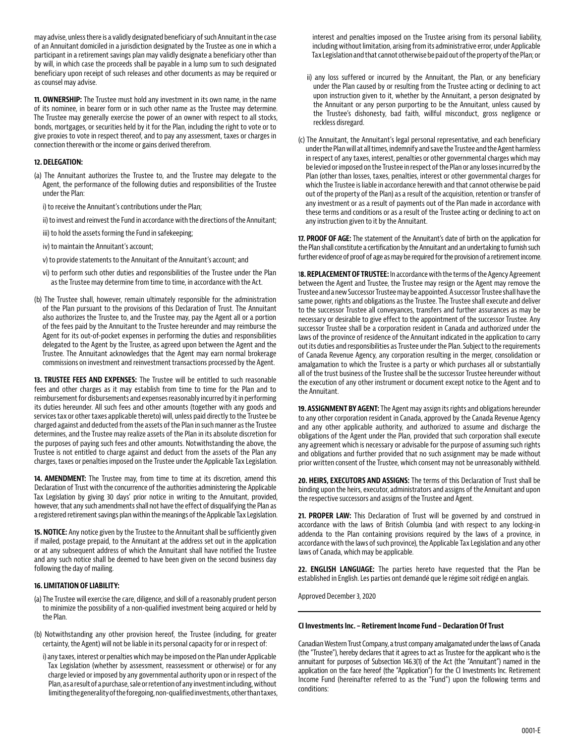may advise, unless there is a validly designated beneficiary of such Annuitant in the case of an Annuitant domiciled in a jurisdiction designated by the Trustee as one in which a participant in a retirement savings plan may validly designate a beneficiary other than by will, in which case the proceeds shall be payable in a lump sum to such designated beneficiary upon receipt of such releases and other documents as may be required or as counsel may advise.

**11. OWNERSHIP:** The Trustee must hold any investment in its own name, in the name of its nominee, in bearer form or in such other name as the Trustee may determine. The Trustee may generally exercise the power of an owner with respect to all stocks, bonds, mortgages, or securities held by it for the Plan, including the right to vote or to give proxies to vote in respect thereof, and to pay any assessment, taxes or charges in connection therewith or the income or gains derived therefrom.

**12. DELEGATION:**

(a) The Annuitant authorizes the Trustee to, and the Trustee may delegate to the Agent, the performance of the following duties and responsibilities of the Trustee under the Plan:

i) to receive the Annuitant's contributions under the Plan;

ii) to invest and reinvest the Fund in accordance with the directions of the Annuitant;

iii) to hold the assets forming the Fund in safekeeping;

iv) to maintain the Annuitant's account;

v) to provide statements to the Annuitant of the Annuitant's account; and

vi) to perform such other duties and responsibilities of the Trustee under the Plan as the Trustee may determine from time to time, in accordance with the Act.

(b) The Trustee shall, however, remain ultimately responsible for the administration of the Plan pursuant to the provisions of this Declaration of Trust. The Annuitant also authorizes the Trustee to, and the Trustee may, pay the Agent all or a portion of the fees paid by the Annuitant to the Trustee hereunder and may reimburse the Agent for its out-of-pocket expenses in performing the duties and responsibilities delegated to the Agent by the Trustee, as agreed upon between the Agent and the Trustee. The Annuitant acknowledges that the Agent may earn normal brokerage commissions on investment and reinvestment transactions processed by the Agent.

**13. TRUSTEE FEES AND EXPENSES:** The Trustee will be entitled to such reasonable fees and other charges as it may establish from time to time for the Plan and to reimbursement for disbursements and expenses reasonably incurred by it in performing its duties hereunder. All such fees and other amounts (together with any goods and services tax or other taxes applicable thereto) will, unless paid directly to the Trustee be charged against and deducted from the assets of the Plan in such manner as the Trustee determines, and the Trustee may realize assets of the Plan in its absolute discretion for the purposes of paying such fees and other amounts. Notwithstanding the above, the Trustee is not entitled to charge against and deduct from the assets of the Plan any charges, taxes or penalties imposed on the Trustee under the Applicable Tax Legislation.

**14. AMENDMENT:** The Trustee may, from time to time at its discretion, amend this Declaration of Trust with the concurrence of the authorities administering the Applicable Tax Legislation by giving 30 days' prior notice in writing to the Annuitant, provided, however, that any such amendments shall not have the effect of disqualifying the Plan as a registered retirement savings plan within the meanings of the Applicable Tax Legislation.

**15. NOTICE:** Any notice given by the Trustee to the Annuitant shall be sufficiently given if mailed, postage prepaid, to the Annuitant at the address set out in the application or at any subsequent address of which the Annuitant shall have notified the Trustee and any such notice shall be deemed to have been given on the second business day following the day of mailing.

**16. LIMITATION OF LIABILITY:**

(a) The Trustee will exercise the care, diligence, and skill of a reasonably prudent person to minimize the possibility of a non-qualified investment being acquired or held by the Plan.

(b) Notwithstanding any other provision hereof, the Trustee (including, for greater certainty, the Agent) will not be liable in its personal capacity for or in respect of:

i) any taxes, interest or penalties which may be imposed on the Plan under Applicable Tax Legislation (whether by assessment, reassessment or otherwise) or for any charge levied or imposed by any governmental authority upon or in respect of the Plan, as a result of a purchase, sale or retention of any investment including, without limiting the generality of the foregoing, non-qualified investments, other than taxes, interest and penalties imposed on the Trustee arising from its personal liability, including without limitation, arising from its administrative error, under Applicable Tax Legislation and that cannot otherwise be paid out of the property of the Plan; or

ii) any loss suffered or incurred by the Annuitant, the Plan, or any beneficiary under the Plan caused by or resulting from the Trustee acting or declining to act upon instruction given to it, whether by the Annuitant, a person designated by the Annuitant or any person purporting to be the Annuitant, unless caused by the Trustee's dishonesty, bad faith, willful misconduct, gross negligence or reckless disregard.

(c) The Annuitant, the Annuitant's legal personal representative, and each beneficiary under the Plan will at all times, indemnify and save the Trustee and the Agent harmless in respect of any taxes, interest, penalties or other governmental charges which may be levied or imposed on the Trustee in respect of the Plan or any losses incurred by the Plan (other than losses, taxes, penalties, interest or other governmental charges for which the Trustee is liable in accordance herewith and that cannot otherwise be paid out of the property of the Plan) as a result of the acquisition, retention or transfer of any investment or as a result of payments out of the Plan made in accordance with these terms and conditions or as a result of the Trustee acting or declining to act on any instruction given to it by the Annuitant.

**17. PROOF OF AGE:** The statement of the Annuitant's date of birth on the application for the Plan shall constitute a certification by the Annuitant and an undertaking to furnish such further evidence of proof of age as may be required for the provision of a retirement income.

**18. REPLACEMENT OF TRUSTEE:** In accordance with the terms of the Agency Agreement between the Agent and Trustee, the Trustee may resign or the Agent may remove the Trustee and a new Successor Trustee may be appointed. A successor Trustee shall have the same power, rights and obligations as the Trustee. The Trustee shall execute and deliver to the successor Trustee all conveyances, transfers and further assurances as may be necessary or desirable to give effect to the appointment of the successor Trustee. Any successor Trustee shall be a corporation resident in Canada and authorized under the laws of the province of residence of the Annuitant indicated in the application to carry out its duties and responsibilities as Trustee under the Plan. Subject to the requirements of Canada Revenue Agency, any corporation resulting in the merger, consolidation or amalgamation to which the Trustee is a party or which purchases all or substantially all of the trust business of the Trustee shall be the successor Trustee hereunder without the execution of any other instrument or document except notice to the Agent and to the Annuitant.

**19. ASSIGNMENT BY AGENT:** The Agent may assign its rights and obligations hereunder to any other corporation resident in Canada, approved by the Canada Revenue Agency and any other applicable authority, and authorized to assume and discharge the obligations of the Agent under the Plan, provided that such corporation shall execute any agreement which is necessary or advisable for the purpose of assuming such rights and obligations and further provided that no such assignment may be made without prior written consent of the Trustee, which consent may not be unreasonably withheld.

**20. HEIRS, EXECUTORS AND ASSIGNS:** The terms of this Declaration of Trust shall be binding upon the heirs, executor, administrators and assigns of the Annuitant and upon the respective successors and assigns of the Trustee and Agent.

**21. PROPER LAW:** This Declaration of Trust will be governed by and construed in accordance with the laws of British Columbia (and with respect to any locking-in addenda to the Plan containing provisions required by the laws of a province, in accordance with the laws of such province), the Applicable Tax Legislation and any other laws of Canada, which may be applicable.

**22. ENGLISH LANGUAGE:** The parties hereto have requested that the Plan be established in English. Les parties ont demandé que le régime soit rédigé en anglais.

Approved December 3, 2020

---

**CI Investments Inc. – Retirement Income Fund – Declaration Of Trust**

Canadian Western Trust Company, a trust company amalgamated under the laws of Canada (the "Trustee"), hereby declares that it agrees to act as Trustee for the applicant who is the annuitant for purposes of Subsection 146.3(1) of the Act (the "Annuitant") named in the application on the face hereof (the "Application") for the CI Investments Inc. Retirement Income Fund (hereinafter referred to as the "Fund") upon the following terms and conditions: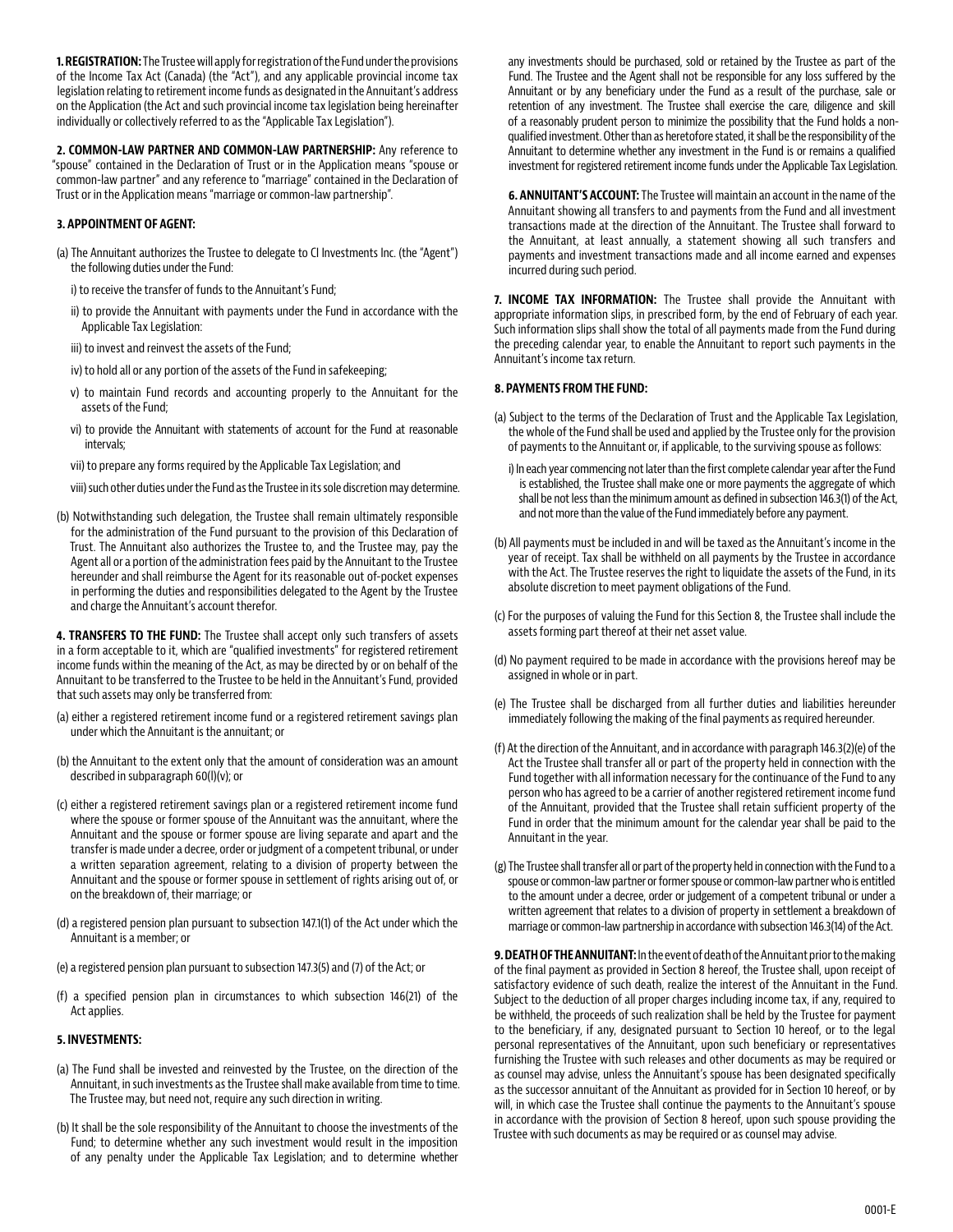**1. REGISTRATION:** The Trustee will apply for registration of the Fund under the provisions of the Income Tax Act (Canada) (the "Act"), and any applicable provincial income tax legislation relating to retirement income funds as designated in the Annuitant's address on the Application (the Act and such provincial income tax legislation being hereinafter individually or collectively referred to as the "Applicable Tax Legislation").

**2. COMMON-LAW PARTNER AND COMMON-LAW PARTNERSHIP:** Any reference to "spouse" contained in the Declaration of Trust or in the Application means "spouse or common-law partner" and any reference to "marriage" contained in the Declaration of Trust or in the Application means "marriage or common-law partnership".

**3. APPOINTMENT OF AGENT:**

(a) The Annuitant authorizes the Trustee to delegate to CI Investments Inc. (the "Agent") the following duties under the Fund:

i) to receive the transfer of funds to the Annuitant's Fund;

ii) to provide the Annuitant with payments under the Fund in accordance with the Applicable Tax Legislation:

iii) to invest and reinvest the assets of the Fund;

iv) to hold all or any portion of the assets of the Fund in safekeeping;

v) to maintain Fund records and accounting properly to the Annuitant for the assets of the Fund;

vi) to provide the Annuitant with statements of account for the Fund at reasonable intervals;

vii) to prepare any forms required by the Applicable Tax Legislation; and

viii) such other duties under the Fund as the Trustee in its sole discretion may determine.

(b) Notwithstanding such delegation, the Trustee shall remain ultimately responsible for the administration of the Fund pursuant to the provision of this Declaration of Trust. The Annuitant also authorizes the Trustee to, and the Trustee may, pay the Agent all or a portion of the administration fees paid by the Annuitant to the Trustee hereunder and shall reimburse the Agent for its reasonable out of-pocket expenses in performing the duties and responsibilities delegated to the Agent by the Trustee and charge the Annuitant's account therefor.

**4. TRANSFERS TO THE FUND:** The Trustee shall accept only such transfers of assets in a form acceptable to it, which are "qualified investments" for registered retirement income funds within the meaning of the Act, as may be directed by or on behalf of the Annuitant to be transferred to the Trustee to be held in the Annuitant's Fund, provided that such assets may only be transferred from:

(a) either a registered retirement income fund or a registered retirement savings plan under which the Annuitant is the annuitant; or

(b) the Annuitant to the extent only that the amount of consideration was an amount described in subparagraph 60(l)(v); or

(c) either a registered retirement savings plan or a registered retirement income fund where the spouse or former spouse of the Annuitant was the annuitant, where the Annuitant and the spouse or former spouse are living separate and apart and the transfer is made under a decree, order or judgment of a competent tribunal, or under a written separation agreement, relating to a division of property between the Annuitant and the spouse or former spouse in settlement of rights arising out of, or on the breakdown of, their marriage; or

(d) a registered pension plan pursuant to subsection 147.1(1) of the Act under which the Annuitant is a member; or

(e) a registered pension plan pursuant to subsection 147.3(5) and (7) of the Act; or

(f) a specified pension plan in circumstances to which subsection 146(21) of the Act applies.

**5. INVESTMENTS:**

(a) The Fund shall be invested and reinvested by the Trustee, on the direction of the Annuitant, in such investments as the Trustee shall make available from time to time. The Trustee may, but need not, require any such direction in writing.

(b) It shall be the sole responsibility of the Annuitant to choose the investments of the Fund; to determine whether any such investment would result in the imposition of any penalty under the Applicable Tax Legislation; and to determine whether any investments should be purchased, sold or retained by the Trustee as part of the Fund. The Trustee and the Agent shall not be responsible for any loss suffered by the Annuitant or by any beneficiary under the Fund as a result of the purchase, sale or retention of any investment. The Trustee shall exercise the care, diligence and skill of a reasonably prudent person to minimize the possibility that the Fund holds a non-qualified investment. Other than as heretofore stated, it shall be the responsibility of the Annuitant to determine whether any investment in the Fund is or remains a qualified investment for registered retirement income funds under the Applicable Tax Legislation.

**6. ANNUITANT'S ACCOUNT:** The Trustee will maintain an account in the name of the Annuitant showing all transfers to and payments from the Fund and all investment transactions made at the direction of the Annuitant. The Trustee shall forward to the Annuitant, at least annually, a statement showing all such transfers and payments and investment transactions made and all income earned and expenses incurred during such period.

**7. INCOME TAX INFORMATION:** The Trustee shall provide the Annuitant with appropriate information slips, in prescribed form, by the end of February of each year. Such information slips shall show the total of all payments made from the Fund during the preceding calendar year, to enable the Annuitant to report such payments in the Annuitant's income tax return.

**8. PAYMENTS FROM THE FUND:**

(a) Subject to the terms of the Declaration of Trust and the Applicable Tax Legislation, the whole of the Fund shall be used and applied by the Trustee only for the provision of payments to the Annuitant or, if applicable, to the surviving spouse as follows:

i) In each year commencing not later than the first complete calendar year after the Fund is established, the Trustee shall make one or more payments the aggregate of which shall be not less than the minimum amount as defined in subsection 146.3(1) of the Act, and not more than the value of the Fund immediately before any payment.

(b) All payments must be included in and will be taxed as the Annuitant's income in the year of receipt. Tax shall be withheld on all payments by the Trustee in accordance with the Act. The Trustee reserves the right to liquidate the assets of the Fund, in its absolute discretion to meet payment obligations of the Fund.

(c) For the purposes of valuing the Fund for this Section 8, the Trustee shall include the assets forming part thereof at their net asset value.

(d) No payment required to be made in accordance with the provisions hereof may be assigned in whole or in part.

(e) The Trustee shall be discharged from all further duties and liabilities hereunder immediately following the making of the final payments as required hereunder.

(f) At the direction of the Annuitant, and in accordance with paragraph 146.3(2)(e) of the Act the Trustee shall transfer all or part of the property held in connection with the Fund together with all information necessary for the continuance of the Fund to any person who has agreed to be a carrier of another registered retirement income fund of the Annuitant, provided that the Trustee shall retain sufficient property of the Fund in order that the minimum amount for the calendar year shall be paid to the Annuitant in the year.

(g) The Trustee shall transfer all or part of the property held in connection with the Fund to a spouse or common-law partner or former spouse or common-law partner who is entitled to the amount under a decree, order or judgement of a competent tribunal or under a written agreement that relates to a division of property in settlement a breakdown of marriage or common-law partnership in accordance with subsection 146.3(14) of the Act.

**9. DEATH OF THE ANNUITANT:** In the event of death of the Annuitant prior to the making of the final payment as provided in Section 8 hereof, the Trustee shall, upon receipt of satisfactory evidence of such death, realize the interest of the Annuitant in the Fund. Subject to the deduction of all proper charges including income tax, if any, required to be withheld, the proceeds of such realization shall be held by the Trustee for payment to the beneficiary, if any, designated pursuant to Section 10 hereof, or to the legal personal representatives of the Annuitant, upon such beneficiary or representatives furnishing the Trustee with such releases and other documents as may be required or as counsel may advise, unless the Annuitant's spouse has been designated specifically as the successor annuitant of the Annuitant as provided for in Section 10 hereof, or by will, in which case the Trustee shall continue the payments to the Annuitant's spouse in accordance with the provision of Section 8 hereof, upon such spouse providing the Trustee with such documents as may be required or as counsel may advise.

0001-E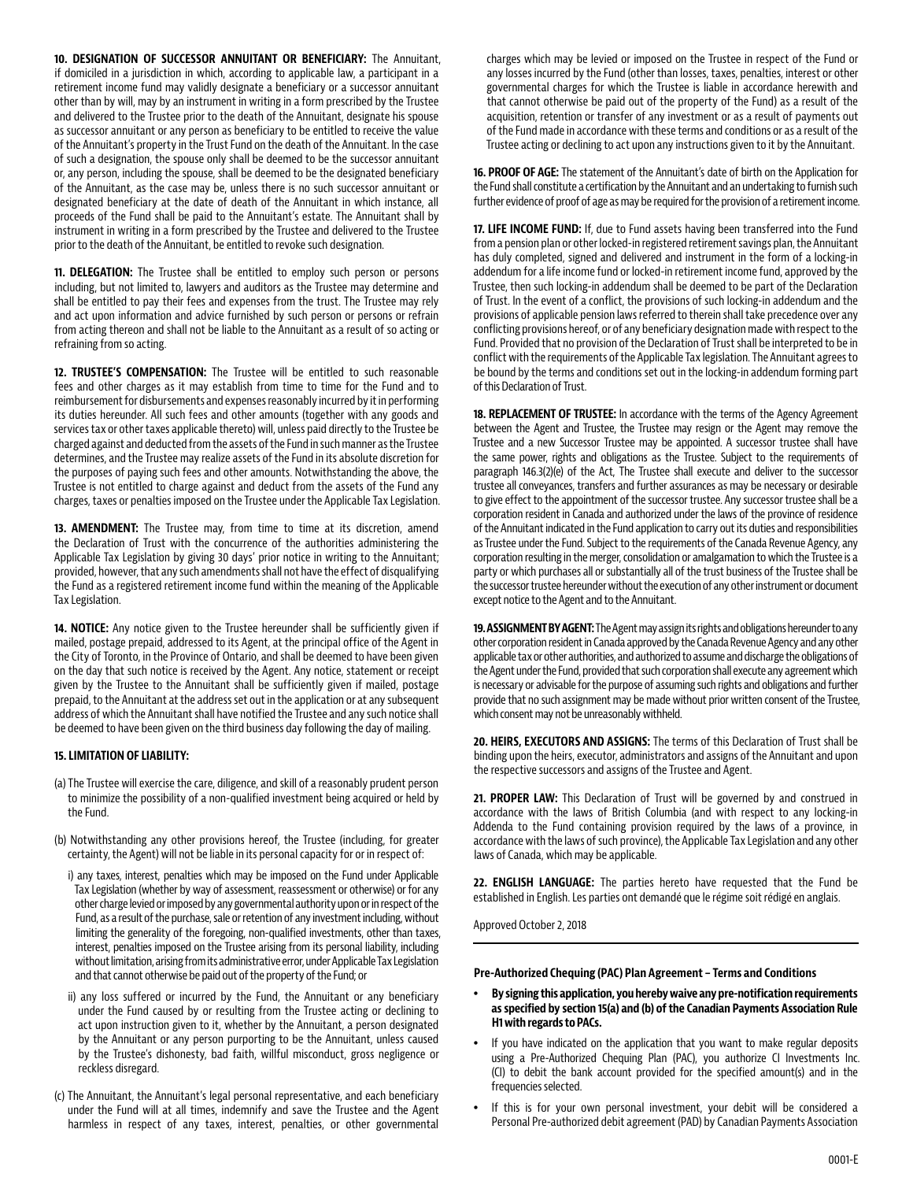**10. DESIGNATION OF SUCCESSOR ANNUITANT OR BENEFICIARY:** The Annuitant, if domiciled in a jurisdiction in which, according to applicable law, a participant in a retirement income fund may validly designate a beneficiary or a successor annuitant other than by will, may by an instrument in writing in a form prescribed by the Trustee and delivered to the Trustee prior to the death of the Annuitant, designate his spouse as successor annuitant or any person as beneficiary to be entitled to receive the value of the Annuitant's property in the Trust Fund on the death of the Annuitant. In the case of such a designation, the spouse only shall be deemed to be the successor annuitant or, any person, including the spouse, shall be deemed to be the designated beneficiary of the Annuitant, as the case may be, unless there is no such successor annuitant or designated beneficiary at the date of death of the Annuitant in which instance, all proceeds of the Fund shall be paid to the Annuitant's estate. The Annuitant shall by instrument in writing in a form prescribed by the Trustee and delivered to the Trustee prior to the death of the Annuitant, be entitled to revoke such designation.

**11. DELEGATION:** The Trustee shall be entitled to employ such person or persons including, but not limited to, lawyers and auditors as the Trustee may determine and shall be entitled to pay their fees and expenses from the trust. The Trustee may rely and act upon information and advice furnished by such person or persons or refrain from acting thereon and shall not be liable to the Annuitant as a result of so acting or refraining from so acting.

**12. TRUSTEE'S COMPENSATION:** The Trustee will be entitled to such reasonable fees and other charges as it may establish from time to time for the Fund and to reimbursement for disbursements and expenses reasonably incurred by it in performing its duties hereunder. All such fees and other amounts (together with any goods and services tax or other taxes applicable thereto) will, unless paid directly to the Trustee be charged against and deducted from the assets of the Fund in such manner as the Trustee determines, and the Trustee may realize assets of the Fund in its absolute discretion for the purposes of paying such fees and other amounts. Notwithstanding the above, the Trustee is not entitled to charge against and deduct from the assets of the Fund any charges, taxes or penalties imposed on the Trustee under the Applicable Tax Legislation.

**13. AMENDMENT:** The Trustee may, from time to time at its discretion, amend the Declaration of Trust with the concurrence of the authorities administering the Applicable Tax Legislation by giving 30 days' prior notice in writing to the Annuitant; provided, however, that any such amendments shall not have the effect of disqualifying the Fund as a registered retirement income fund within the meaning of the Applicable Tax Legislation.

**14. NOTICE:** Any notice given to the Trustee hereunder shall be sufficiently given if mailed, postage prepaid, addressed to its Agent, at the principal office of the Agent in the City of Toronto, in the Province of Ontario, and shall be deemed to have been given on the day that such notice is received by the Agent. Any notice, statement or receipt given by the Trustee to the Annuitant shall be sufficiently given if mailed, postage prepaid, to the Annuitant at the address set out in the application or at any subsequent address of which the Annuitant shall have notified the Trustee and any such notice shall be deemed to have been given on the third business day following the day of mailing.

**15. LIMITATION OF LIABILITY:**

(a) The Trustee will exercise the care, diligence, and skill of a reasonably prudent person to minimize the possibility of a non-qualified investment being acquired or held by the Fund.

(b) Notwithstanding any other provisions hereof, the Trustee (including, for greater certainty, the Agent) will not be liable in its personal capacity for or in respect of:

i) any taxes, interest, penalties which may be imposed on the Fund under Applicable Tax Legislation (whether by way of assessment, reassessment or otherwise) or for any other charge levied or imposed by any governmental authority upon or in respect of the Fund, as a result of the purchase, sale or retention of any investment including, without limiting the generality of the foregoing, non-qualified investments, other than taxes, interest, penalties imposed on the Trustee arising from its personal liability, including without limitation, arising from its administrative error, under Applicable Tax Legislation and that cannot otherwise be paid out of the property of the Fund; or

ii) any loss suffered or incurred by the Fund, the Annuitant or any beneficiary under the Fund caused by or resulting from the Trustee acting or declining to act upon instruction given to it, whether by the Annuitant, a person designated by the Annuitant or any person purporting to be the Annuitant, unless caused by the Trustee's dishonesty, bad faith, willful misconduct, gross negligence or reckless disregard.

(c) The Annuitant, the Annuitant's legal personal representative, and each beneficiary under the Fund will at all times, indemnify and save the Trustee and the Agent harmless in respect of any taxes, interest, penalties, or other governmental charges which may be levied or imposed on the Trustee in respect of the Fund or any losses incurred by the Fund (other than losses, taxes, penalties, interest or other governmental charges for which the Trustee is liable in accordance herewith and that cannot otherwise be paid out of the property of the Fund) as a result of the acquisition, retention or transfer of any investment or as a result of payments out of the Fund made in accordance with these terms and conditions or as a result of the Trustee acting or declining to act upon any instructions given to it by the Annuitant.

**16. PROOF OF AGE:** The statement of the Annuitant's date of birth on the Application for the Fund shall constitute a certification by the Annuitant and an undertaking to furnish such further evidence of proof of age as may be required for the provision of a retirement income.

**17. LIFE INCOME FUND:** If, due to Fund assets having been transferred into the Fund from a pension plan or other locked-in registered retirement savings plan, the Annuitant has duly completed, signed and delivered and instrument in the form of a locking-in addendum for a life income fund or locked-in retirement income fund, approved by the Trustee, then such locking-in addendum shall be deemed to be part of the Declaration of Trust. In the event of a conflict, the provisions of such locking-in addendum and the provisions of applicable pension laws referred to therein shall take precedence over any conflicting provisions hereof, or of any beneficiary designation made with respect to the Fund. Provided that no provision of the Declaration of Trust shall be interpreted to be in conflict with the requirements of the Applicable Tax legislation. The Annuitant agrees to be bound by the terms and conditions set out in the locking-in addendum forming part of this Declaration of Trust.

**18. REPLACEMENT OF TRUSTEE:** In accordance with the terms of the Agency Agreement between the Agent and Trustee, the Trustee may resign or the Agent may remove the Trustee and a new Successor Trustee may be appointed. A successor trustee shall have the same power, rights and obligations as the Trustee. Subject to the requirements of paragraph 146.3(2)(e) of the Act, The Trustee shall execute and deliver to the successor trustee all conveyances, transfers and further assurances as may be necessary or desirable to give effect to the appointment of the successor trustee. Any successor trustee shall be a corporation resident in Canada and authorized under the laws of the province of residence of the Annuitant indicated in the Fund application to carry out its duties and responsibilities as Trustee under the Fund. Subject to the requirements of the Canada Revenue Agency, any corporation resulting in the merger, consolidation or amalgamation to which the Trustee is a party or which purchases all or substantially all of the trust business of the Trustee shall be the successor trustee hereunder without the execution of any other instrument or document except notice to the Agent and to the Annuitant.

**19. ASSIGNMENT BY AGENT:** The Agent may assign its rights and obligations hereunder to any other corporation resident in Canada approved by the Canada Revenue Agency and any other applicable tax or other authorities, and authorized to assume and discharge the obligations of the Agent under the Fund, provided that such corporation shall execute any agreement which is necessary or advisable for the purpose of assuming such rights and obligations and further provide that no such assignment may be made without prior written consent of the Trustee, which consent may not be unreasonably withheld.

**20. HEIRS, EXECUTORS AND ASSIGNS:** The terms of this Declaration of Trust shall be binding upon the heirs, executor, administrators and assigns of the Annuitant and upon the respective successors and assigns of the Trustee and Agent.

**21. PROPER LAW:** This Declaration of Trust will be governed by and construed in accordance with the laws of British Columbia (and with respect to any locking-in Addenda to the Fund containing provision required by the laws of a province, in accordance with the laws of such province), the Applicable Tax Legislation and any other laws of Canada, which may be applicable.

**22. ENGLISH LANGUAGE:** The parties hereto have requested that the Fund be established in English. Les parties ont demandé que le régime soit rédigé en anglais.

Approved October 2, 2018

---

**Pre-Authorized Chequing (PAC) Plan Agreement – Terms and Conditions**

- **By signing this application, you hereby waive any pre-notification requirements as specified by section 15(a) and (b) of the Canadian Payments Association Rule H1 with regards to PACs.**
- If you have indicated on the application that you want to make regular deposits using a Pre-Authorized Chequing Plan (PAC), you authorize CI Investments Inc. (CI) to debit the bank account provided for the specified amount(s) and in the frequencies selected.
- If this is for your own personal investment, your debit will be considered a Personal Pre-authorized debit agreement (PAD) by Canadian Payments Association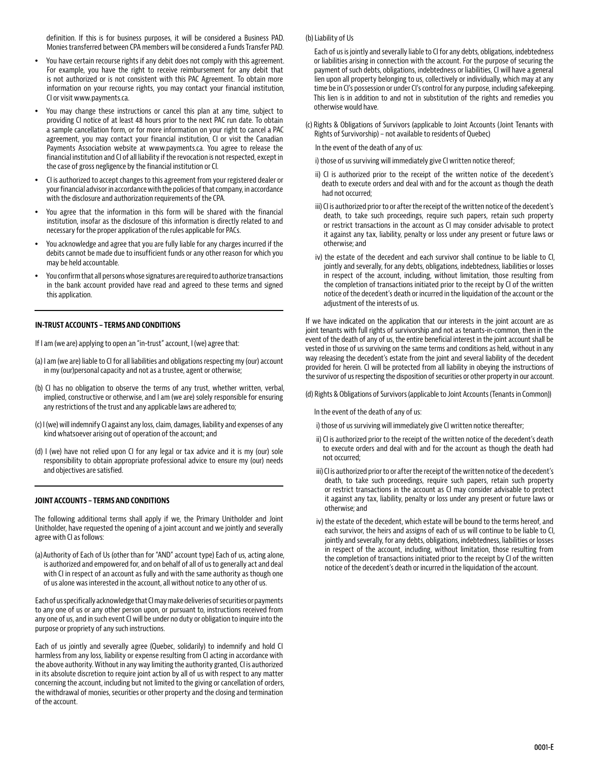definition. If this is for business purposes, it will be considered a Business PAD. Monies transferred between CPA members will be considered a Funds Transfer PAD.

- You have certain recourse rights if any debit does not comply with this agreement. For example, you have the right to receive reimbursement for any debit that is not authorized or is not consistent with this PAC Agreement. To obtain more information on your recourse rights, you may contact your financial institution, CI or visit www.payments.ca.
- You may change these instructions or cancel this plan at any time, subject to providing CI notice of at least 48 hours prior to the next PAC run date. To obtain a sample cancellation form, or for more information on your right to cancel a PAC agreement, you may contact your financial institution, CI or visit the Canadian Payments Association website at www.payments.ca. You agree to release the financial institution and CI of all liability if the revocation is not respected, except in the case of gross negligence by the financial institution or CI.
- CI is authorized to accept changes to this agreement from your registered dealer or your financial advisor in accordance with the policies of that company, in accordance with the disclosure and authorization requirements of the CPA.
- You agree that the information in this form will be shared with the financial institution, insofar as the disclosure of this information is directly related to and necessary for the proper application of the rules applicable for PACs.
- You acknowledge and agree that you are fully liable for any charges incurred if the debits cannot be made due to insufficient funds or any other reason for which you may be held accountable.
- You confirm that all persons whose signatures are required to authorize transactions in the bank account provided have read and agreed to these terms and signed this application.

## IN-TRUST ACCOUNTS – TERMS AND CONDITIONS

If I am (we are) applying to open an "in-trust" account, I (we) agree that:

(a) I am (we are) liable to CI for all liabilities and obligations respecting my (our) account in my (our)personal capacity and not as a trustee, agent or otherwise;

(b) CI has no obligation to observe the terms of any trust, whether written, verbal, implied, constructive or otherwise, and I am (we are) solely responsible for ensuring any restrictions of the trust and any applicable laws are adhered to;

(c) I (we) will indemnify CI against any loss, claim, damages, liability and expenses of any kind whatsoever arising out of operation of the account; and

(d) I (we) have not relied upon CI for any legal or tax advice and it is my (our) sole responsibility to obtain appropriate professional advice to ensure my (our) needs and objectives are satisfied.

## JOINT ACCOUNTS – TERMS AND CONDITIONS

The following additional terms shall apply if we, the Primary Unitholder and Joint Unitholder, have requested the opening of a joint account and we jointly and severally agree with CI as follows:

(a) Authority of Each of Us (other than for "AND" account type) Each of us, acting alone, is authorized and empowered for, and on behalf of all of us to generally act and deal with CI in respect of an account as fully and with the same authority as though one of us alone was interested in the account, all without notice to any other of us.

Each of us specifically acknowledge that CI may make deliveries of securities or payments to any one of us or any other person upon, or pursuant to, instructions received from any one of us, and in such event CI will be under no duty or obligation to inquire into the purpose or propriety of any such instructions.

Each of us jointly and severally agree (Quebec, solidarily) to indemnify and hold CI harmless from any loss, liability or expense resulting from CI acting in accordance with the above authority. Without in any way limiting the authority granted, CI is authorized in its absolute discretion to require joint action by all of us with respect to any matter concerning the account, including but not limited to the giving or cancellation of orders, the withdrawal of monies, securities or other property and the closing and termination of the account.

(b) Liability of Us

Each of us is jointly and severally liable to CI for any debts, obligations, indebtedness or liabilities arising in connection with the account. For the purpose of securing the payment of such debts, obligations, indebtedness or liabilities, CI will have a general lien upon all property belonging to us, collectively or individually, which may at any time be in CI's possession or under CI's control for any purpose, including safekeeping. This lien is in addition to and not in substitution of the rights and remedies you otherwise would have.

(c) Rights & Obligations of Survivors (applicable to Joint Accounts (Joint Tenants with Rights of Survivorship) – not available to residents of Quebec)

In the event of the death of any of us:

i) those of us surviving will immediately give CI written notice thereof;

ii) CI is authorized prior to the receipt of the written notice of the decedent's death to execute orders and deal with and for the account as though the death had not occurred;

iii) CI is authorized prior to or after the receipt of the written notice of the decedent's death, to take such proceedings, require such papers, retain such property or restrict transactions in the account as CI may consider advisable to protect it against any tax, liability, penalty or loss under any present or future laws or otherwise; and

iv) the estate of the decedent and each survivor shall continue to be liable to CI, jointly and severally, for any debts, obligations, indebtedness, liabilities or losses in respect of the account, including, without limitation, those resulting from the completion of transactions initiated prior to the receipt by CI of the written notice of the decedent's death or incurred in the liquidation of the account or the adjustment of the interests of us.

If we have indicated on the application that our interests in the joint account are as joint tenants with full rights of survivorship and not as tenants-in-common, then in the event of the death of any of us, the entire beneficial interest in the joint account shall be vested in those of us surviving on the same terms and conditions as held, without in any way releasing the decedent's estate from the joint and several liability of the decedent provided for herein. CI will be protected from all liability in obeying the instructions of the survivor of us respecting the disposition of securities or other property in our account.

(d) Rights & Obligations of Survivors (applicable to Joint Accounts (Tenants in Common))

In the event of the death of any of us:

i) those of us surviving will immediately give CI written notice thereafter;

ii) CI is authorized prior to the receipt of the written notice of the decedent's death to execute orders and deal with and for the account as though the death had not occurred;

iii) CI is authorized prior to or after the receipt of the written notice of the decedent's death, to take such proceedings, require such papers, retain such property or restrict transactions in the account as CI may consider advisable to protect it against any tax, liability, penalty or loss under any present or future laws or otherwise; and

iv) the estate of the decedent, which estate will be bound to the terms hereof, and each survivor, the heirs and assigns of each of us will continue to be liable to CI, jointly and severally, for any debts, obligations, indebtedness, liabilities or losses in respect of the account, including, without limitation, those resulting from the completion of transactions initiated prior to the receipt by CI of the written notice of the decedent's death or incurred in the liquidation of the account.

0001-E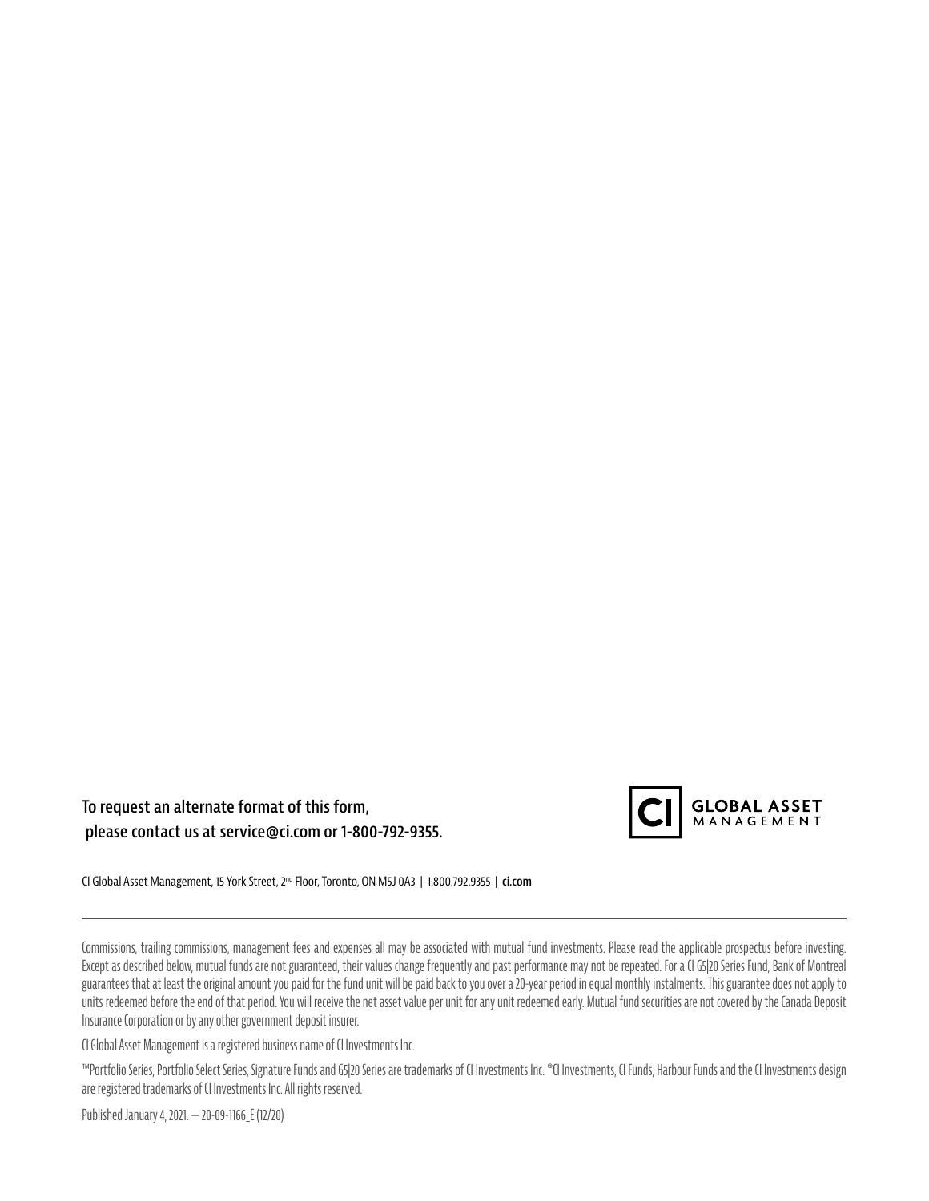**To request an alternate format of this form, please contact us at service@ci.com or 1-800-792-9355.**

CI GLOBAL ASSET MANAGEMENT

CI Global Asset Management, 15 York Street, 2nd Floor, Toronto, ON M5J 0A3 | 1.800.792.9355 | **ci.com**

---

Commissions, trailing commissions, management fees and expenses all may be associated with mutual fund investments. Please read the applicable prospectus before investing. Except as described below, mutual funds are not guaranteed, their values change frequently and past performance may not be repeated. For a CI G5|20 Series Fund, Bank of Montreal guarantees that at least the original amount you paid for the fund unit will be paid back to you over a 20-year period in equal monthly instalments. This guarantee does not apply to units redeemed before the end of that period. You will receive the net asset value per unit for any unit redeemed early. Mutual fund securities are not covered by the Canada Deposit Insurance Corporation or by any other government deposit insurer.

CI Global Asset Management is a registered business name of CI Investments Inc.

™Portfolio Series, Portfolio Select Series, Signature Funds and G5|20 Series are trademarks of CI Investments Inc. ®CI Investments, CI Funds, Harbour Funds and the CI Investments design are registered trademarks of CI Investments Inc. All rights reserved.

Published January 4, 2021. – 20-09-1166_E (12/20)